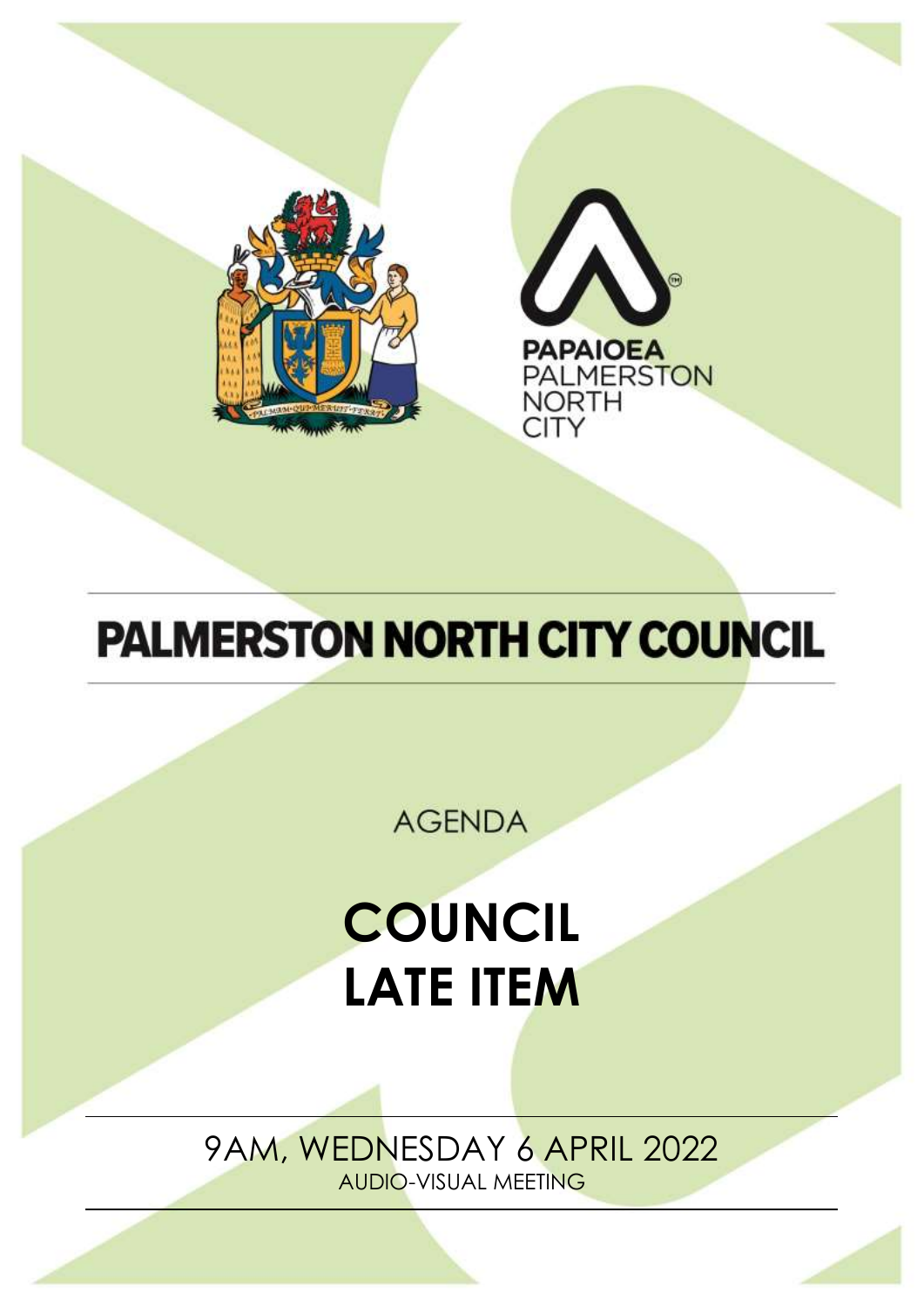PAPAIOEA
PALMERSTON
NORTH
CITY

# PALMERSTON NORTH CITY COUNCIL

AGENDA

# COUNCIL
# LATE ITEM

9AM, WEDNESDAY 6 APRIL 2022

AUDIO-VISUAL MEETING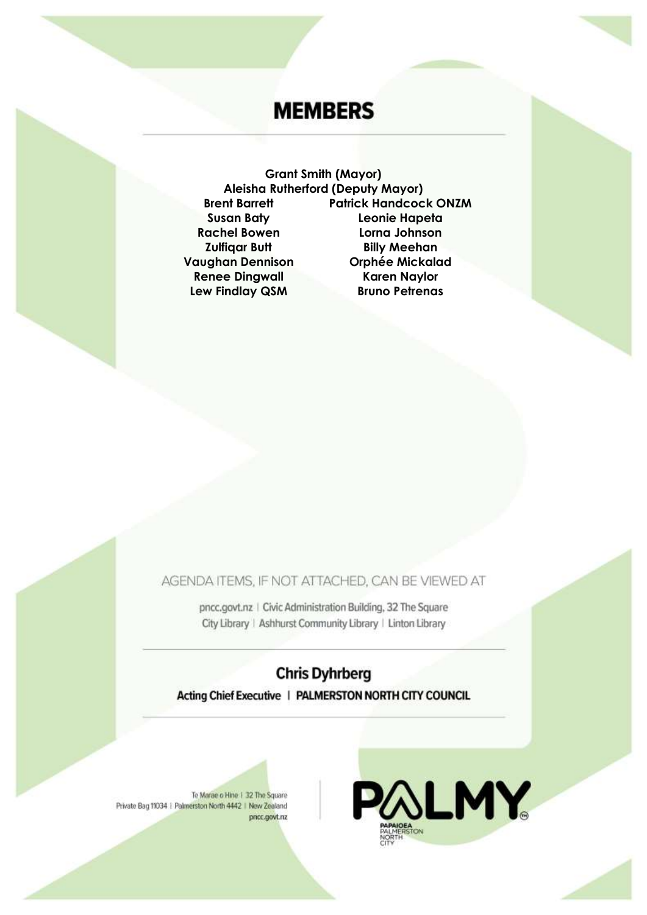# MEMBERS

**Grant Smith (Mayor)**
**Aleisha Rutherford (Deputy Mayor)**

**Brent Barrett**
**Susan Baty**
**Rachel Bowen**
**Zulfiqar Butt**
**Vaughan Dennison**
**Renee Dingwall**
**Lew Findlay QSM**
**Patrick Handcock ONZM**
**Leonie Hapeta**
**Lorna Johnson**
**Billy Meehan**
**Orphée Mickalad**
**Karen Naylor**
**Bruno Petrenas**

AGENDA ITEMS, IF NOT ATTACHED, CAN BE VIEWED AT

pncc.govt.nz | Civic Administration Building, 32 The Square
City Library | Ashhurst Community Library | Linton Library

**Chris Dyhrberg**
**Acting Chief Executive | PALMERSTON NORTH CITY COUNCIL**

Te Marae o Hine | 32 The Square
Private Bag 11034 | Palmerston North 4442 | New Zealand
pncc.govt.nz

PALMY
PAPAIOEA PALMERSTON NORTH CITY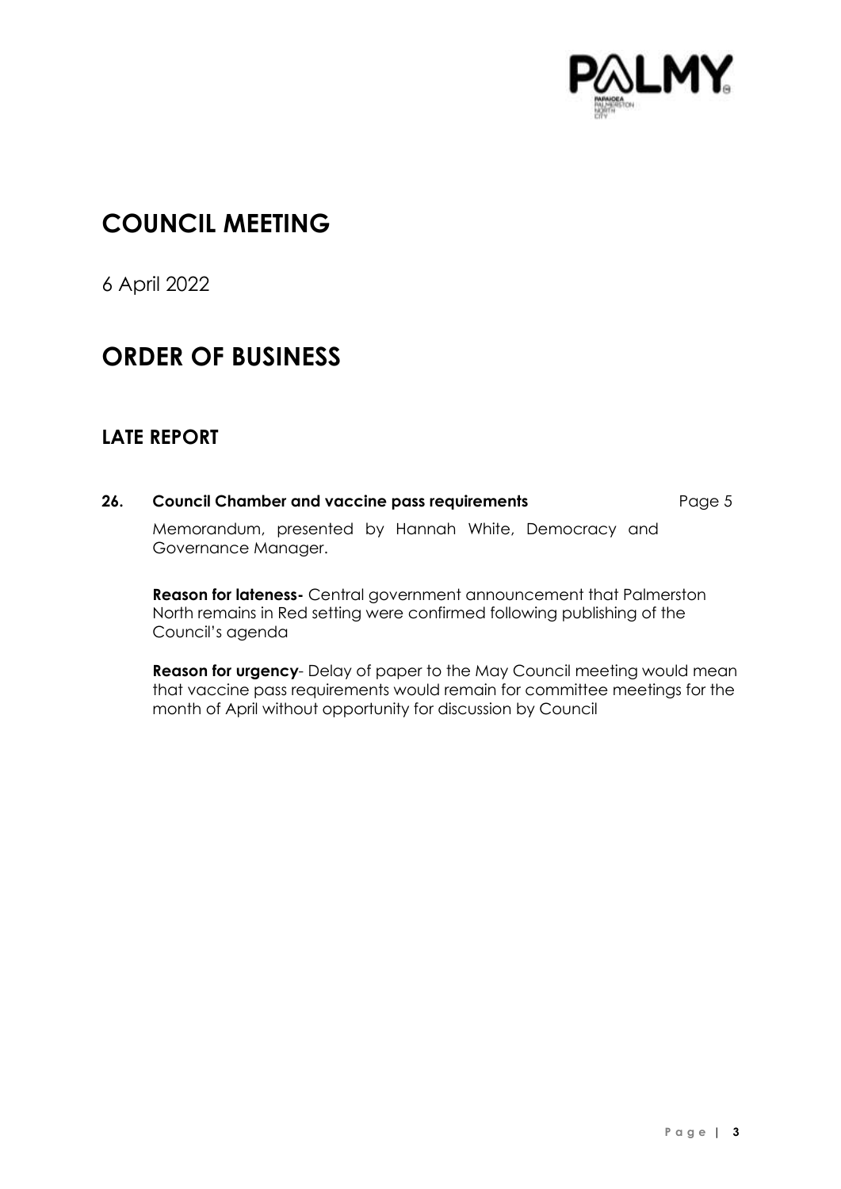# COUNCIL MEETING

6 April 2022

# ORDER OF BUSINESS

## LATE REPORT

**26. Council Chamber and vaccine pass requirements** Page 5

Memorandum, presented by Hannah White, Democracy and Governance Manager.

**Reason for lateness-** Central government announcement that Palmerston North remains in Red setting were confirmed following publishing of the Council's agenda

**Reason for urgency**- Delay of paper to the May Council meeting would mean that vaccine pass requirements would remain for committee meetings for the month of April without opportunity for discussion by Council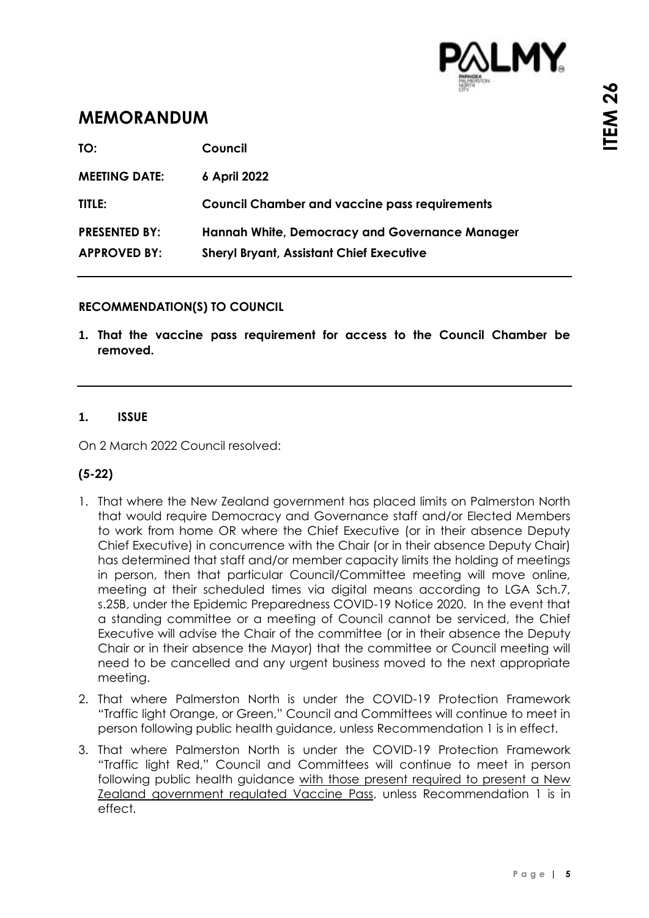# MEMORANDUM

| | |
|---|---|
| **TO:** | **Council** |
| **MEETING DATE:** | **6 April 2022** |
| **TITLE:** | **Council Chamber and vaccine pass requirements** |
| **PRESENTED BY:** | **Hannah White, Democracy and Governance Manager** |
| **APPROVED BY:** | **Sheryl Bryant, Assistant Chief Executive** |

---

**RECOMMENDATION(S) TO COUNCIL**

1. **That the vaccine pass requirement for access to the Council Chamber be removed.**

---

**1. ISSUE**

On 2 March 2022 Council resolved:

**(5-22)**

1. That where the New Zealand government has placed limits on Palmerston North that would require Democracy and Governance staff and/or Elected Members to work from home OR where the Chief Executive (or in their absence Deputy Chief Executive) in concurrence with the Chair (or in their absence Deputy Chair) has determined that staff and/or member capacity limits the holding of meetings in person, then that particular Council/Committee meeting will move online, meeting at their scheduled times via digital means according to LGA Sch.7, s.25B, under the Epidemic Preparedness COVID-19 Notice 2020. In the event that a standing committee or a meeting of Council cannot be serviced, the Chief Executive will advise the Chair of the committee (or in their absence the Deputy Chair or in their absence the Mayor) that the committee or Council meeting will need to be cancelled and any urgent business moved to the next appropriate meeting.
2. That where Palmerston North is under the COVID-19 Protection Framework "Traffic light Orange, or Green," Council and Committees will continue to meet in person following public health guidance, unless Recommendation 1 is in effect.
3. That where Palmerston North is under the COVID-19 Protection Framework "Traffic light Red," Council and Committees will continue to meet in person following public health guidance with those present required to present a New Zealand government regulated Vaccine Pass, unless Recommendation 1 is in effect.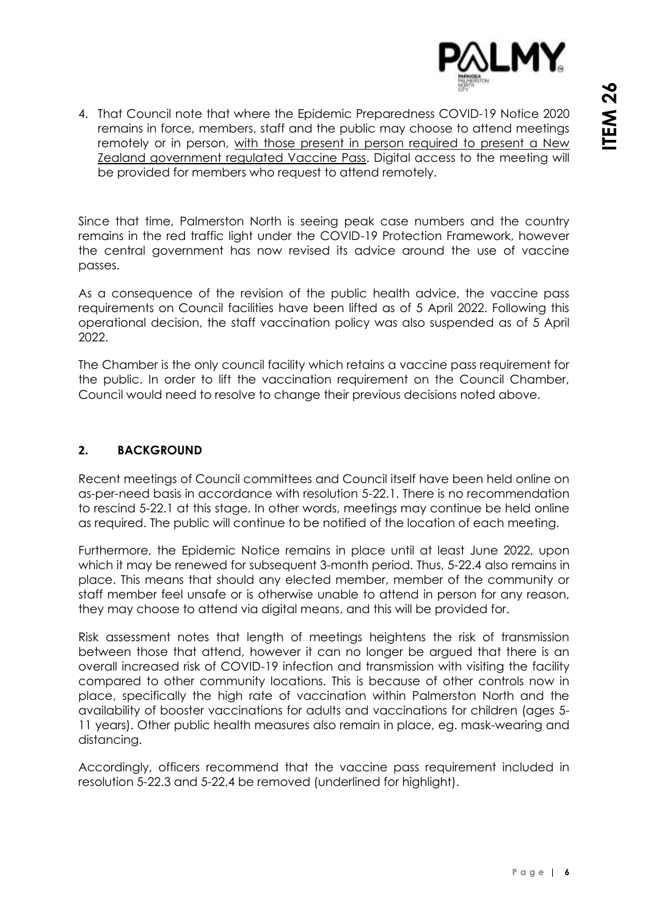4. That Council note that where the Epidemic Preparedness COVID-19 Notice 2020 remains in force, members, staff and the public may choose to attend meetings remotely or in person, <u>with those present in person required to present a New Zealand government regulated Vaccine Pass</u>. Digital access to the meeting will be provided for members who request to attend remotely.

Since that time, Palmerston North is seeing peak case numbers and the country remains in the red traffic light under the COVID-19 Protection Framework, however the central government has now revised its advice around the use of vaccine passes.

As a consequence of the revision of the public health advice, the vaccine pass requirements on Council facilities have been lifted as of 5 April 2022. Following this operational decision, the staff vaccination policy was also suspended as of 5 April 2022.

The Chamber is the only council facility which retains a vaccine pass requirement for the public. In order to lift the vaccination requirement on the Council Chamber, Council would need to resolve to change their previous decisions noted above.

## 2. BACKGROUND

Recent meetings of Council committees and Council itself have been held online on as-per-need basis in accordance with resolution 5-22.1. There is no recommendation to rescind 5-22.1 at this stage. In other words, meetings may continue be held online as required. The public will continue to be notified of the location of each meeting.

Furthermore, the Epidemic Notice remains in place until at least June 2022, upon which it may be renewed for subsequent 3-month period. Thus, 5-22.4 also remains in place. This means that should any elected member, member of the community or staff member feel unsafe or is otherwise unable to attend in person for any reason, they may choose to attend via digital means, and this will be provided for.

Risk assessment notes that length of meetings heightens the risk of transmission between those that attend, however it can no longer be argued that there is an overall increased risk of COVID-19 infection and transmission with visiting the facility compared to other community locations. This is because of other controls now in place, specifically the high rate of vaccination within Palmerston North and the availability of booster vaccinations for adults and vaccinations for children (ages 5-11 years). Other public health measures also remain in place, eg. mask-wearing and distancing.

Accordingly, officers recommend that the vaccine pass requirement included in resolution 5-22.3 and 5-22.4 be removed (underlined for highlight).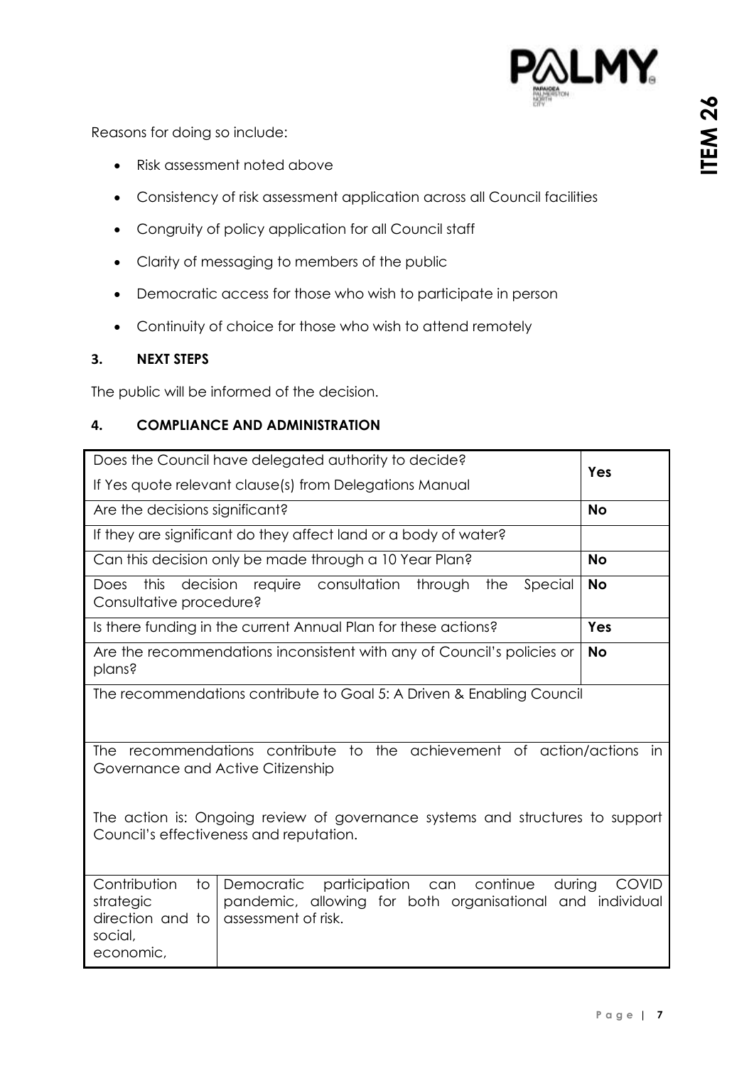Reasons for doing so include:

- Risk assessment noted above
- Consistency of risk assessment application across all Council facilities
- Congruity of policy application for all Council staff
- Clarity of messaging to members of the public
- Democratic access for those who wish to participate in person
- Continuity of choice for those who wish to attend remotely

## 3. NEXT STEPS

The public will be informed of the decision.

## 4. COMPLIANCE AND ADMINISTRATION

| | | |
|---|---|---|
| Does the Council have delegated authority to decide?<br>If Yes quote relevant clause(s) from Delegations Manual | | **Yes** |
| Are the decisions significant? | | **No** |
| If they are significant do they affect land or a body of water? | | |
| Can this decision only be made through a 10 Year Plan? | | **No** |
| Does this decision require consultation through the Special Consultative procedure? | | **No** |
| Is there funding in the current Annual Plan for these actions? | | **Yes** |
| Are the recommendations inconsistent with any of Council's policies or plans? | | **No** |
| The recommendations contribute to Goal 5: A Driven & Enabling Council | | |
| The recommendations contribute to the achievement of action/actions in Governance and Active Citizenship<br><br>The action is: Ongoing review of governance systems and structures to support Council's effectiveness and reputation. | | |
| Contribution to strategic direction and to social, economic, | Democratic participation can continue during COVID pandemic, allowing for both organisational and individual assessment of risk. | |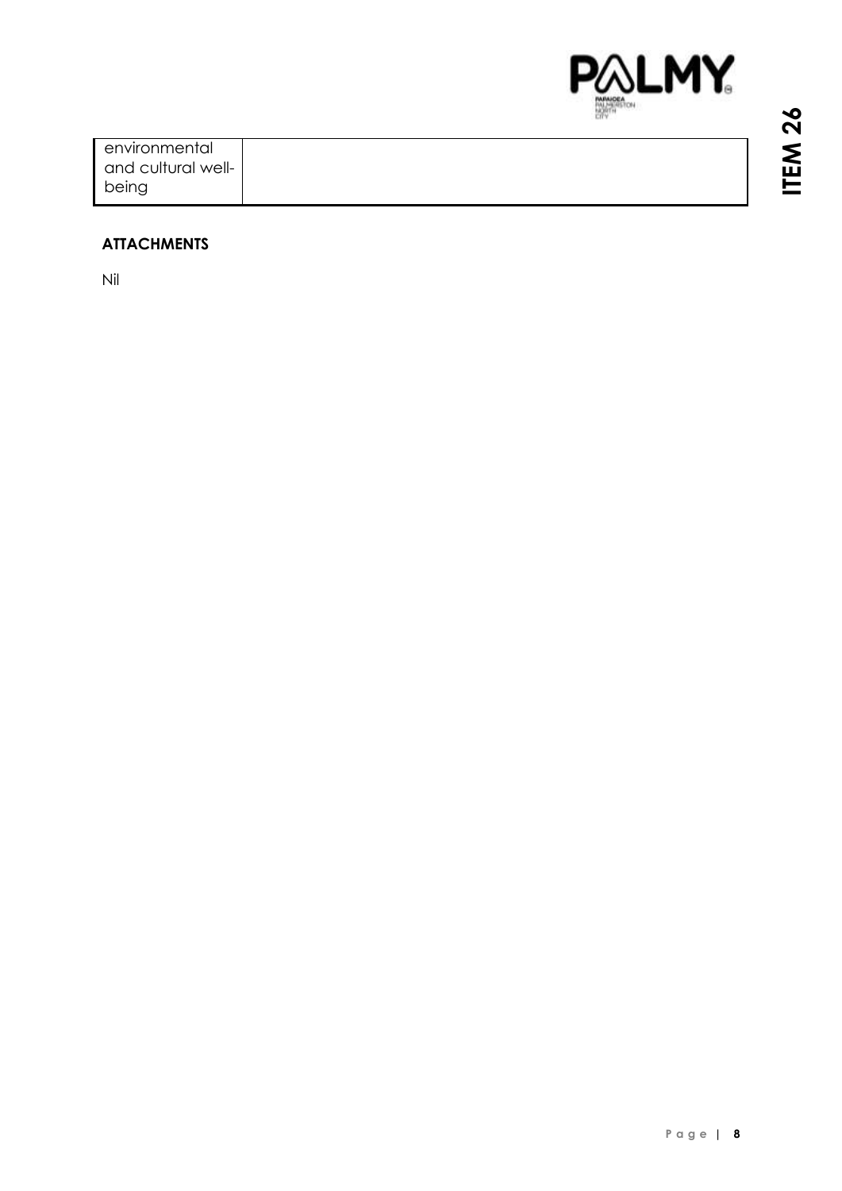| | |
|---|---|
| environmental and cultural well-being | |

**ATTACHMENTS**

Nil